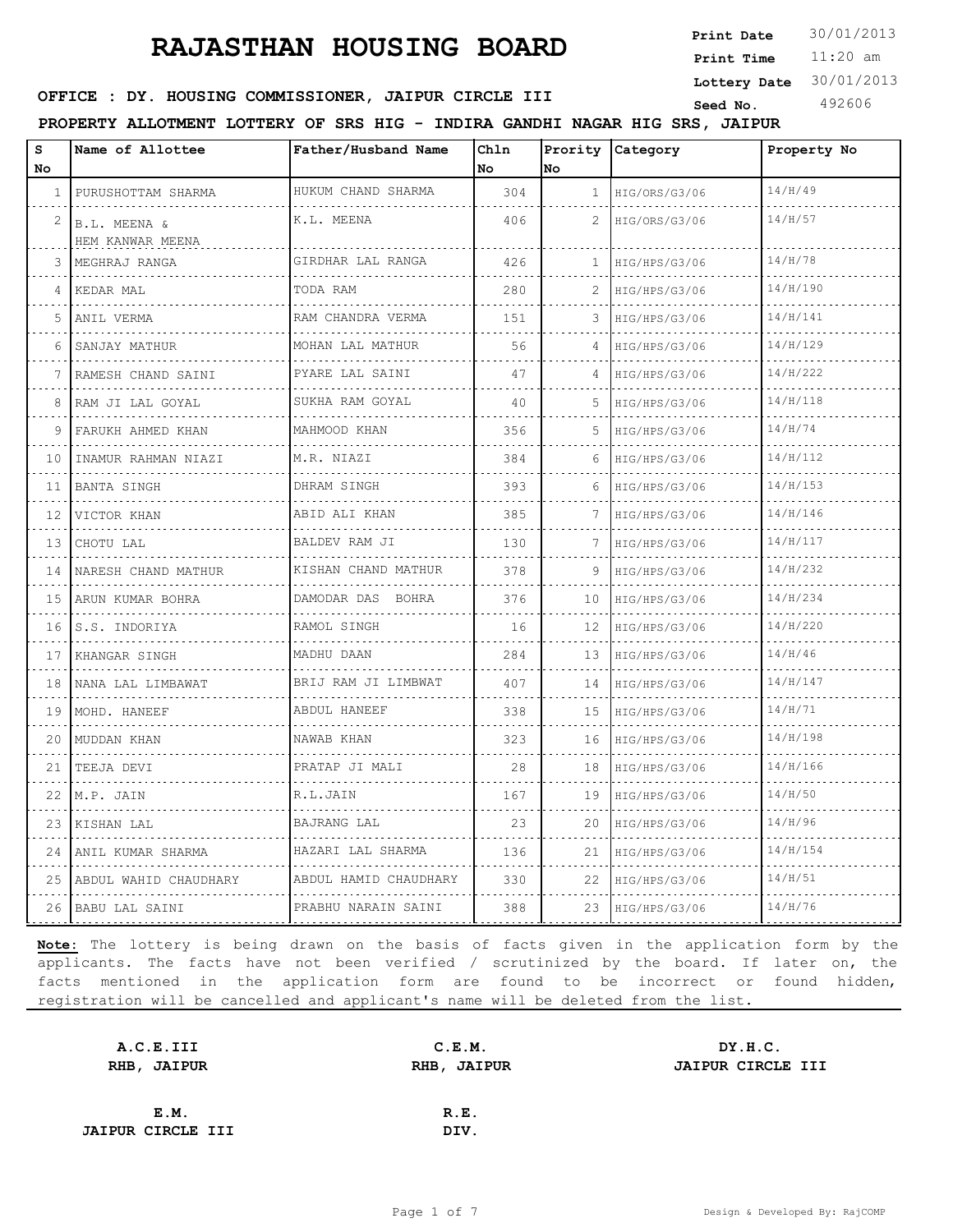# RAJASTHAN HOUSING BOARD

**Print Date** 30/01/2013
**Print Time** 11:20 am
**Lottery Date** 30/01/2013
**Seed No.** 492606

**OFFICE : DY. HOUSING COMMISSIONER, JAIPUR CIRCLE III**

**PROPERTY ALLOTMENT LOTTERY OF SRS HIG - INDIRA GANDHI NAGAR HIG SRS, JAIPUR**

| S No | Name of Allottee | Father/Husband Name | Chln No | Prority No | Category | Property No |
|---|---|---|---|---|---|---|
| 1 | PURUSHOTTAM SHARMA | HUKUM CHAND SHARMA | 304 | 1 | HIG/ORS/G3/06 | 14/H/49 |
| 2 | B.L. MEENA & HEM KANWAR MEENA | K.L. MEENA | 406 | 2 | HIG/ORS/G3/06 | 14/H/57 |
| 3 | MEGHRAJ RANGA | GIRDHAR LAL RANGA | 426 | 1 | HIG/HPS/G3/06 | 14/H/78 |
| 4 | KEDAR MAL | TODA RAM | 280 | 2 | HIG/HPS/G3/06 | 14/H/190 |
| 5 | ANIL VERMA | RAM CHANDRA VERMA | 151 | 3 | HIG/HPS/G3/06 | 14/H/141 |
| 6 | SANJAY MATHUR | MOHAN LAL MATHUR | 56 | 4 | HIG/HPS/G3/06 | 14/H/129 |
| 7 | RAMESH CHAND SAINI | PYARE LAL SAINI | 47 | 4 | HIG/HPS/G3/06 | 14/H/222 |
| 8 | RAM JI LAL GOYAL | SUKHA RAM GOYAL | 40 | 5 | HIG/HPS/G3/06 | 14/H/118 |
| 9 | FARUKH AHMED KHAN | MAHMOOD KHAN | 356 | 5 | HIG/HPS/G3/06 | 14/H/74 |
| 10 | INAMUR RAHMAN NIAZI | M.R. NIAZI | 384 | 6 | HIG/HPS/G3/06 | 14/H/112 |
| 11 | BANTA SINGH | DHRAM SINGH | 393 | 6 | HIG/HPS/G3/06 | 14/H/153 |
| 12 | VICTOR KHAN | ABID ALI KHAN | 385 | 7 | HIG/HPS/G3/06 | 14/H/146 |
| 13 | CHOTU LAL | BALDEV RAM JI | 130 | 7 | HIG/HPS/G3/06 | 14/H/117 |
| 14 | NARESH CHAND MATHUR | KISHAN CHAND MATHUR | 378 | 9 | HIG/HPS/G3/06 | 14/H/232 |
| 15 | ARUN KUMAR BOHRA | DAMODAR DAS BOHRA | 376 | 10 | HIG/HPS/G3/06 | 14/H/234 |
| 16 | S.S. INDORIYA | RAMOL SINGH | 16 | 12 | HIG/HPS/G3/06 | 14/H/220 |
| 17 | KHANGAR SINGH | MADHU DAAN | 284 | 13 | HIG/HPS/G3/06 | 14/H/46 |
| 18 | NANA LAL LIMBAWAT | BRIJ RAM JI LIMBWAT | 407 | 14 | HIG/HPS/G3/06 | 14/H/147 |
| 19 | MOHD. HANEEF | ABDUL HANEEF | 338 | 15 | HIG/HPS/G3/06 | 14/H/71 |
| 20 | MUDDAN KHAN | NAWAB KHAN | 323 | 16 | HIG/HPS/G3/06 | 14/H/198 |
| 21 | TEEJA DEVI | PRATAP JI MALI | 28 | 18 | HIG/HPS/G3/06 | 14/H/166 |
| 22 | M.P. JAIN | R.L.JAIN | 167 | 19 | HIG/HPS/G3/06 | 14/H/50 |
| 23 | KISHAN LAL | BAJRANG LAL | 23 | 20 | HIG/HPS/G3/06 | 14/H/96 |
| 24 | ANIL KUMAR SHARMA | HAZARI LAL SHARMA | 136 | 21 | HIG/HPS/G3/06 | 14/H/154 |
| 25 | ABDUL WAHID CHAUDHARY | ABDUL HAMID CHAUDHARY | 330 | 22 | HIG/HPS/G3/06 | 14/H/51 |
| 26 | BABU LAL SAINI | PRABHU NARAIN SAINI | 388 | 23 | HIG/HPS/G3/06 | 14/H/76 |

**Note:** The lottery is being drawn on the basis of facts given in the application form by the applicants. The facts have not been verified / scrutinized by the board. If later on, the facts mentioned in the application form are found to be incorrect or found hidden, registration will be cancelled and applicant's name will be deleted from the list.

**A.C.E.III**
**RHB, JAIPUR**

**C.E.M.**
**RHB, JAIPUR**

**DY.H.C.**
**JAIPUR CIRCLE III**

**E.M.**
**JAIPUR CIRCLE III**

**R.E.**
**DIV.**

Design & Developed By: RajCOMP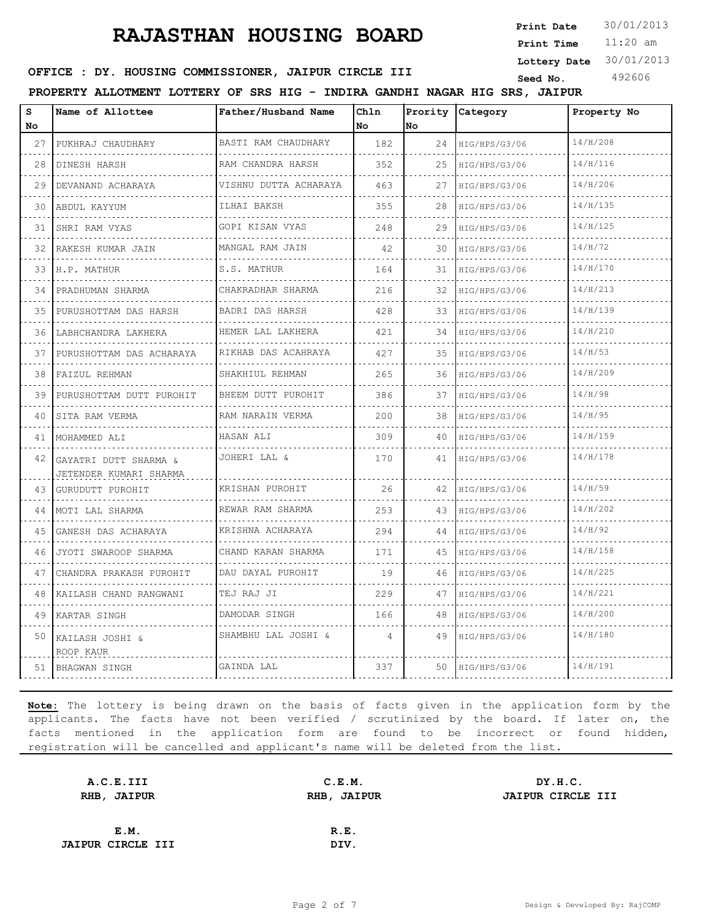# RAJASTHAN HOUSING BOARD

**Print Date** 30/01/2013
**Print Time** 11:20 am
**Lottery Date** 30/01/2013
**Seed No.** 492606

**OFFICE : DY. HOUSING COMMISSIONER, JAIPUR CIRCLE III**

**PROPERTY ALLOTMENT LOTTERY OF SRS HIG - INDIRA GANDHI NAGAR HIG SRS, JAIPUR**

| S No | Name of Allottee | Father/Husband Name | Chln No | Prority No | Category | Property No |
|---|---|---|---|---|---|---|
| 27 | PUKHRAJ CHAUDHARY | BASTI RAM CHAUDHARY | 182 | 24 | HIG/HPS/G3/06 | 14/H/208 |
| 28 | DINESH HARSH | RAM CHANDRA HARSH | 352 | 25 | HIG/HPS/G3/06 | 14/H/116 |
| 29 | DEVANAND ACHARAYA | VISHNU DUTTA ACHARAYA | 463 | 27 | HIG/HPS/G3/06 | 14/H/206 |
| 30 | ABDUL KAYYUM | ILHAI BAKSH | 355 | 28 | HIG/HPS/G3/06 | 14/H/135 |
| 31 | SHRI RAM VYAS | GOPI KISAN VYAS | 248 | 29 | HIG/HPS/G3/06 | 14/H/125 |
| 32 | RAKESH KUMAR JAIN | MANGAL RAM JAIN | 42 | 30 | HIG/HPS/G3/06 | 14/H/72 |
| 33 | H.P. MATHUR | S.S. MATHUR | 164 | 31 | HIG/HPS/G3/06 | 14/H/170 |
| 34 | PRADHUMAN SHARMA | CHAKRADHAR SHARMA | 216 | 32 | HIG/HPS/G3/06 | 14/H/213 |
| 35 | PURUSHOTTAM DAS HARSH | BADRI DAS HARSH | 428 | 33 | HIG/HPS/G3/06 | 14/H/139 |
| 36 | LABHCHANDRA LAKHERA | HEMER LAL LAKHERA | 421 | 34 | HIG/HPS/G3/06 | 14/H/210 |
| 37 | PURUSHOTTAM DAS ACHARAYA | RIKHAB DAS ACAHRAYA | 427 | 35 | HIG/HPS/G3/06 | 14/H/53 |
| 38 | FAIZUL REHMAN | SHAKHIUL REHMAN | 265 | 36 | HIG/HPS/G3/06 | 14/H/209 |
| 39 | PURUSHOTTAM DUTT PUROHIT | BHEEM DUTT PUROHIT | 386 | 37 | HIG/HPS/G3/06 | 14/H/98 |
| 40 | SITA RAM VERMA | RAM NARAIN VERMA | 200 | 38 | HIG/HPS/G3/06 | 14/H/95 |
| 41 | MOHAMMED ALI | HASAN ALI | 309 | 40 | HIG/HPS/G3/06 | 14/H/159 |
| 42 | GAYATRI DUTT SHARMA & JETENDER KUMARI SHARMA | JOHERI LAL & | 170 | 41 | HIG/HPS/G3/06 | 14/H/178 |
| 43 | GURUDUTT PUROHIT | KRISHAN PUROHIT | 26 | 42 | HIG/HPS/G3/06 | 14/H/59 |
| 44 | MOTI LAL SHARMA | REWAR RAM SHARMA | 253 | 43 | HIG/HPS/G3/06 | 14/H/202 |
| 45 | GANESH DAS ACHARAYA | KRISHNA ACHARAYA | 294 | 44 | HIG/HPS/G3/06 | 14/H/92 |
| 46 | JYOTI SWAROOP SHARMA | CHAND KARAN SHARMA | 171 | 45 | HIG/HPS/G3/06 | 14/H/158 |
| 47 | CHANDRA PRAKASH PUROHIT | DAU DAYAL PUROHIT | 19 | 46 | HIG/HPS/G3/06 | 14/H/225 |
| 48 | KAILASH CHAND RANGWANI | TEJ RAJ JI | 229 | 47 | HIG/HPS/G3/06 | 14/H/221 |
| 49 | KARTAR SINGH | DAMODAR SINGH | 166 | 48 | HIG/HPS/G3/06 | 14/H/200 |
| 50 | KAILASH JOSHI & ROOP KAUR | SHAMBHU LAL JOSHI & | 4 | 49 | HIG/HPS/G3/06 | 14/H/180 |
| 51 | BHAGWAN SINGH | GAINDA LAL | 337 | 50 | HIG/HPS/G3/06 | 14/H/191 |

**Note:** The lottery is being drawn on the basis of facts given in the application form by the applicants. The facts have not been verified / scrutinized by the board. If later on, the facts mentioned in the application form are found to be incorrect or found hidden, registration will be cancelled and applicant's name will be deleted from the list.

| | | |
|---|---|---|
| **A.C.E.III** **RHB, JAIPUR** | **C.E.M.** **RHB, JAIPUR** | **DY.H.C.** **JAIPUR CIRCLE III** |
| **E.M.** **JAIPUR CIRCLE III** | **R.E.** **DIV.** | |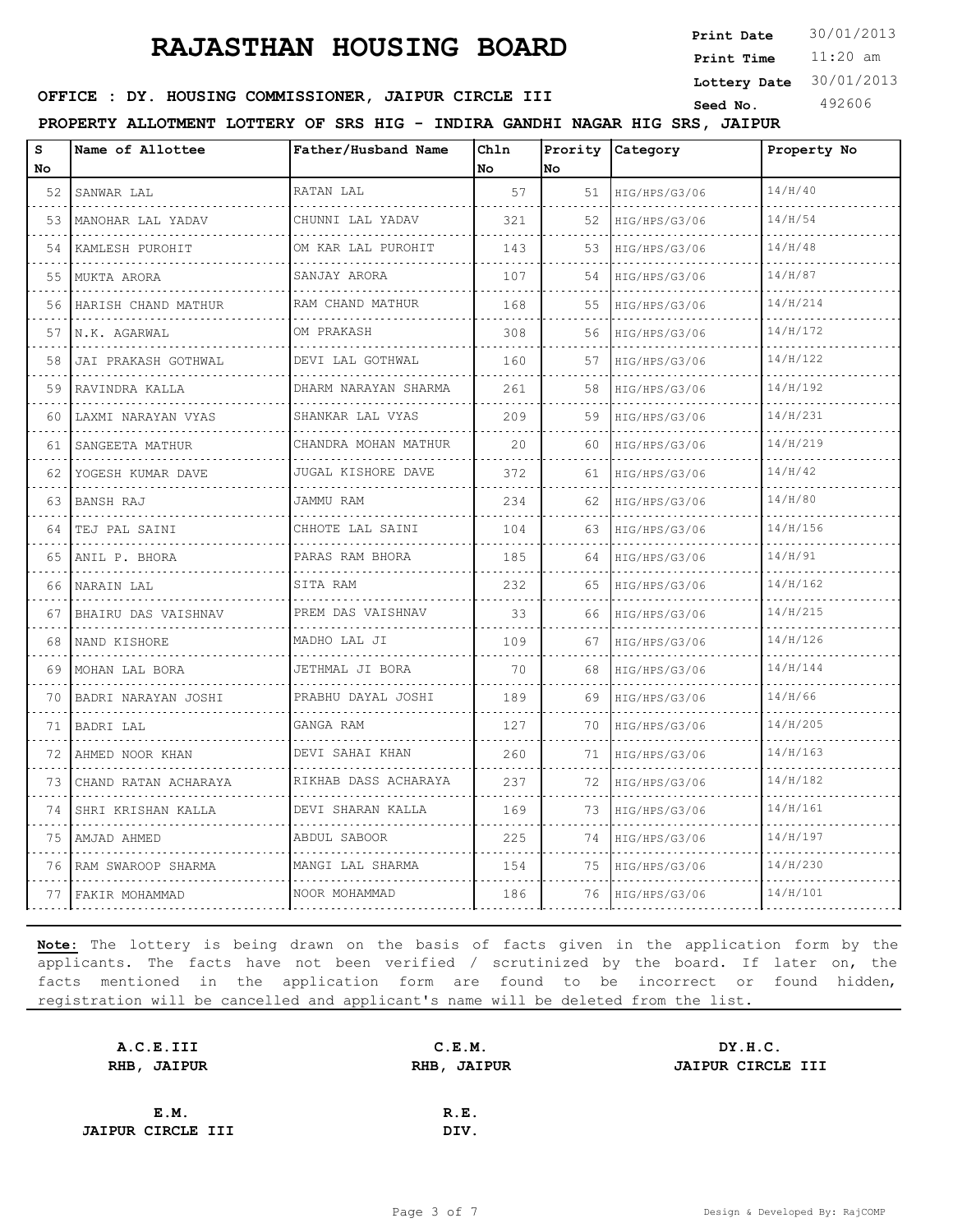# RAJASTHAN HOUSING BOARD

**Print Date** 30/01/2013
**Print Time** 11:20 am
**Lottery Date** 30/01/2013
**Seed No.** 492606

**OFFICE : DY. HOUSING COMMISSIONER, JAIPUR CIRCLE III**

**PROPERTY ALLOTMENT LOTTERY OF SRS HIG - INDIRA GANDHI NAGAR HIG SRS, JAIPUR**

| S No | Name of Allottee | Father/Husband Name | Chln No | Prority No | Category | Property No |
|---|---|---|---|---|---|---|
| 52 | SANWAR LAL | RATAN LAL | 57 | 51 | HIG/HPS/G3/06 | 14/H/40 |
| 53 | MANOHAR LAL YADAV | CHUNNI LAL YADAV | 321 | 52 | HIG/HPS/G3/06 | 14/H/54 |
| 54 | KAMLESH PUROHIT | OM KAR LAL PUROHIT | 143 | 53 | HIG/HPS/G3/06 | 14/H/48 |
| 55 | MUKTA ARORA | SANJAY ARORA | 107 | 54 | HIG/HPS/G3/06 | 14/H/87 |
| 56 | HARISH CHAND MATHUR | RAM CHAND MATHUR | 168 | 55 | HIG/HPS/G3/06 | 14/H/214 |
| 57 | N.K. AGARWAL | OM PRAKASH | 308 | 56 | HIG/HPS/G3/06 | 14/H/172 |
| 58 | JAI PRAKASH GOTHWAL | DEVI LAL GOTHWAL | 160 | 57 | HIG/HPS/G3/06 | 14/H/122 |
| 59 | RAVINDRA KALLA | DHARM NARAYAN SHARMA | 261 | 58 | HIG/HPS/G3/06 | 14/H/192 |
| 60 | LAXMI NARAYAN VYAS | SHANKAR LAL VYAS | 209 | 59 | HIG/HPS/G3/06 | 14/H/231 |
| 61 | SANGEETA MATHUR | CHANDRA MOHAN MATHUR | 20 | 60 | HIG/HPS/G3/06 | 14/H/219 |
| 62 | YOGESH KUMAR DAVE | JUGAL KISHORE DAVE | 372 | 61 | HIG/HPS/G3/06 | 14/H/42 |
| 63 | BANSH RAJ | JAMMU RAM | 234 | 62 | HIG/HPS/G3/06 | 14/H/80 |
| 64 | TEJ PAL SAINI | CHHOTE LAL SAINI | 104 | 63 | HIG/HPS/G3/06 | 14/H/156 |
| 65 | ANIL P. BHORA | PARAS RAM BHORA | 185 | 64 | HIG/HPS/G3/06 | 14/H/91 |
| 66 | NARAIN LAL | SITA RAM | 232 | 65 | HIG/HPS/G3/06 | 14/H/162 |
| 67 | BHAIRU DAS VAISHNAV | PREM DAS VAISHNAV | 33 | 66 | HIG/HPS/G3/06 | 14/H/215 |
| 68 | NAND KISHORE | MADHO LAL JI | 109 | 67 | HIG/HPS/G3/06 | 14/H/126 |
| 69 | MOHAN LAL BORA | JETHMAL JI BORA | 70 | 68 | HIG/HPS/G3/06 | 14/H/144 |
| 70 | BADRI NARAYAN JOSHI | PRABHU DAYAL JOSHI | 189 | 69 | HIG/HPS/G3/06 | 14/H/66 |
| 71 | BADRI LAL | GANGA RAM | 127 | 70 | HIG/HPS/G3/06 | 14/H/205 |
| 72 | AHMED NOOR KHAN | DEVI SAHAI KHAN | 260 | 71 | HIG/HPS/G3/06 | 14/H/163 |
| 73 | CHAND RATAN ACHARAYA | RIKHAB DASS ACHARAYA | 237 | 72 | HIG/HPS/G3/06 | 14/H/182 |
| 74 | SHRI KRISHAN KALLA | DEVI SHARAN KALLA | 169 | 73 | HIG/HPS/G3/06 | 14/H/161 |
| 75 | AMJAD AHMED | ABDUL SABOOR | 225 | 74 | HIG/HPS/G3/06 | 14/H/197 |
| 76 | RAM SWAROOP SHARMA | MANGI LAL SHARMA | 154 | 75 | HIG/HPS/G3/06 | 14/H/230 |
| 77 | FAKIR MOHAMMAD | NOOR MOHAMMAD | 186 | 76 | HIG/HPS/G3/06 | 14/H/101 |

**Note:** The lottery is being drawn on the basis of facts given in the application form by the applicants. The facts have not been verified / scrutinized by the board. If later on, the facts mentioned in the application form are found to be incorrect or found hidden, registration will be cancelled and applicant's name will be deleted from the list.

**A.C.E.III**
**RHB, JAIPUR**

**C.E.M.**
**RHB, JAIPUR**

**DY.H.C.**
**JAIPUR CIRCLE III**

**E.M.**
**JAIPUR CIRCLE III**

**R.E.**
**DIV.**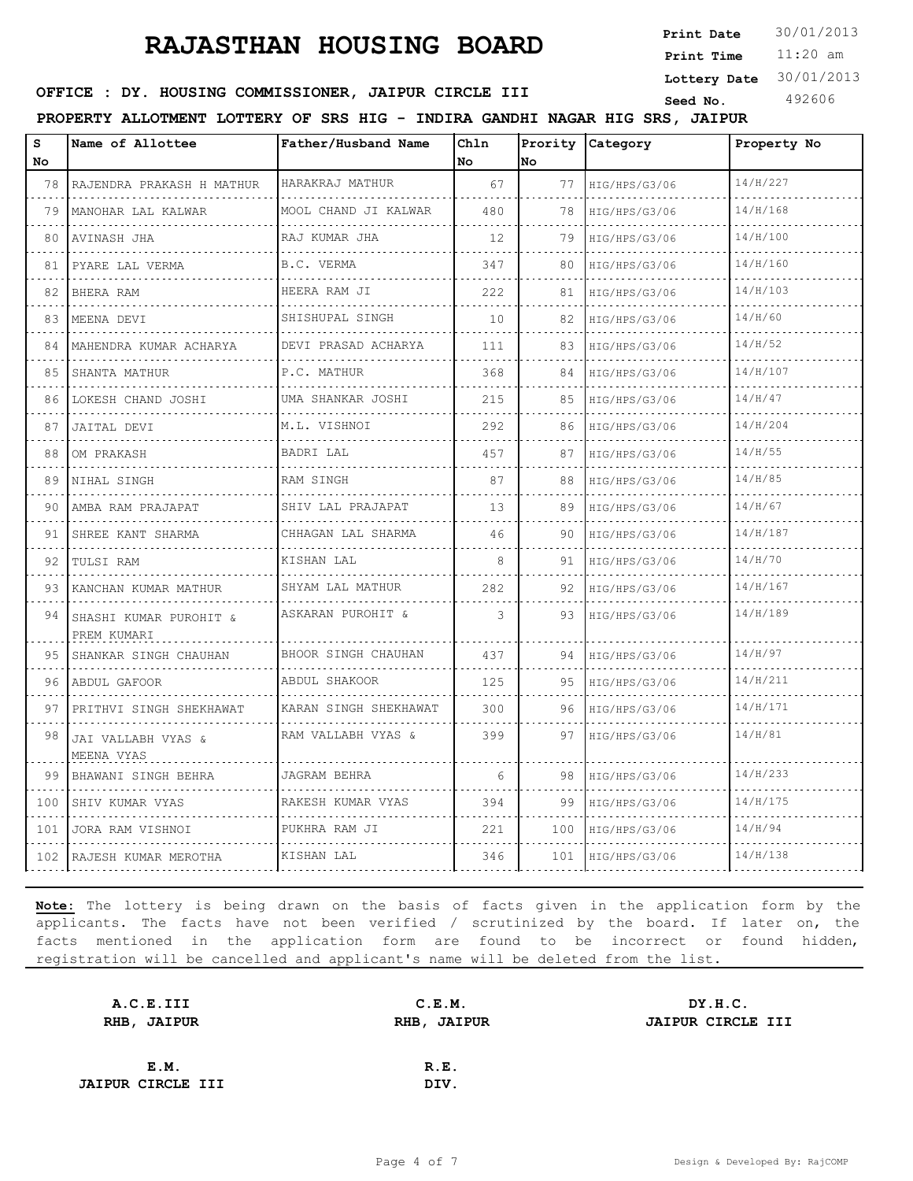# RAJASTHAN HOUSING BOARD

**Print Date** 30/01/2013
**Print Time** 11:20 am
**Lottery Date** 30/01/2013
**Seed No.** 492606

**OFFICE : DY. HOUSING COMMISSIONER, JAIPUR CIRCLE III**

**PROPERTY ALLOTMENT LOTTERY OF SRS HIG - INDIRA GANDHI NAGAR HIG SRS, JAIPUR**

| S No | Name of Allottee | Father/Husband Name | Chln No | Prority No | Category | Property No |
|---|---|---|---|---|---|---|
| 78 | RAJENDRA PRAKASH H MATHUR | HARAKRAJ MATHUR | 67 | 77 | HIG/HPS/G3/06 | 14/H/227 |
| 79 | MANOHAR LAL KALWAR | MOOL CHAND JI KALWAR | 480 | 78 | HIG/HPS/G3/06 | 14/H/168 |
| 80 | AVINASH JHA | RAJ KUMAR JHA | 12 | 79 | HIG/HPS/G3/06 | 14/H/100 |
| 81 | PYARE LAL VERMA | B.C. VERMA | 347 | 80 | HIG/HPS/G3/06 | 14/H/160 |
| 82 | BHERA RAM | HEERA RAM JI | 222 | 81 | HIG/HPS/G3/06 | 14/H/103 |
| 83 | MEENA DEVI | SHISHUPAL SINGH | 10 | 82 | HIG/HPS/G3/06 | 14/H/60 |
| 84 | MAHENDRA KUMAR ACHARYA | DEVI PRASAD ACHARYA | 111 | 83 | HIG/HPS/G3/06 | 14/H/52 |
| 85 | SHANTA MATHUR | P.C. MATHUR | 368 | 84 | HIG/HPS/G3/06 | 14/H/107 |
| 86 | LOKESH CHAND JOSHI | UMA SHANKAR JOSHI | 215 | 85 | HIG/HPS/G3/06 | 14/H/47 |
| 87 | JAITAL DEVI | M.L. VISHNOI | 292 | 86 | HIG/HPS/G3/06 | 14/H/204 |
| 88 | OM PRAKASH | BADRI LAL | 457 | 87 | HIG/HPS/G3/06 | 14/H/55 |
| 89 | NIHAL SINGH | RAM SINGH | 87 | 88 | HIG/HPS/G3/06 | 14/H/85 |
| 90 | AMBA RAM PRAJAPAT | SHIV LAL PRAJAPAT | 13 | 89 | HIG/HPS/G3/06 | 14/H/67 |
| 91 | SHREE KANT SHARMA | CHHAGAN LAL SHARMA | 46 | 90 | HIG/HPS/G3/06 | 14/H/187 |
| 92 | TULSI RAM | KISHAN LAL | 8 | 91 | HIG/HPS/G3/06 | 14/H/70 |
| 93 | KANCHAN KUMAR MATHUR | SHYAM LAL MATHUR | 282 | 92 | HIG/HPS/G3/06 | 14/H/167 |
| 94 | SHASHI KUMAR PUROHIT & PREM KUMARI | ASKARAN PUROHIT & | 3 | 93 | HIG/HPS/G3/06 | 14/H/189 |
| 95 | SHANKAR SINGH CHAUHAN | BHOOR SINGH CHAUHAN | 437 | 94 | HIG/HPS/G3/06 | 14/H/97 |
| 96 | ABDUL GAFOOR | ABDUL SHAKOOR | 125 | 95 | HIG/HPS/G3/06 | 14/H/211 |
| 97 | PRITHVI SINGH SHEKHAWAT | KARAN SINGH SHEKHAWAT | 300 | 96 | HIG/HPS/G3/06 | 14/H/171 |
| 98 | JAI VALLABH VYAS & MEENA VYAS | RAM VALLABH VYAS & | 399 | 97 | HIG/HPS/G3/06 | 14/H/81 |
| 99 | BHAWANI SINGH BEHRA | JAGRAM BEHRA | 6 | 98 | HIG/HPS/G3/06 | 14/H/233 |
| 100 | SHIV KUMAR VYAS | RAKESH KUMAR VYAS | 394 | 99 | HIG/HPS/G3/06 | 14/H/175 |
| 101 | JORA RAM VISHNOI | PUKHRA RAM JI | 221 | 100 | HIG/HPS/G3/06 | 14/H/94 |
| 102 | RAJESH KUMAR MEROTHA | KISHAN LAL | 346 | 101 | HIG/HPS/G3/06 | 14/H/138 |

**Note:** The lottery is being drawn on the basis of facts given in the application form by the applicants. The facts have not been verified / scrutinized by the board. If later on, the facts mentioned in the application form are found to be incorrect or found hidden, registration will be cancelled and applicant's name will be deleted from the list.

| **A.C.E.III** | **C.E.M.** | **DY.H.C.** |
|---|---|---|
| **RHB, JAIPUR** | **RHB, JAIPUR** | **JAIPUR CIRCLE III** |
| **E.M.** | **R.E.** | |
| **JAIPUR CIRCLE III** | **DIV.** | |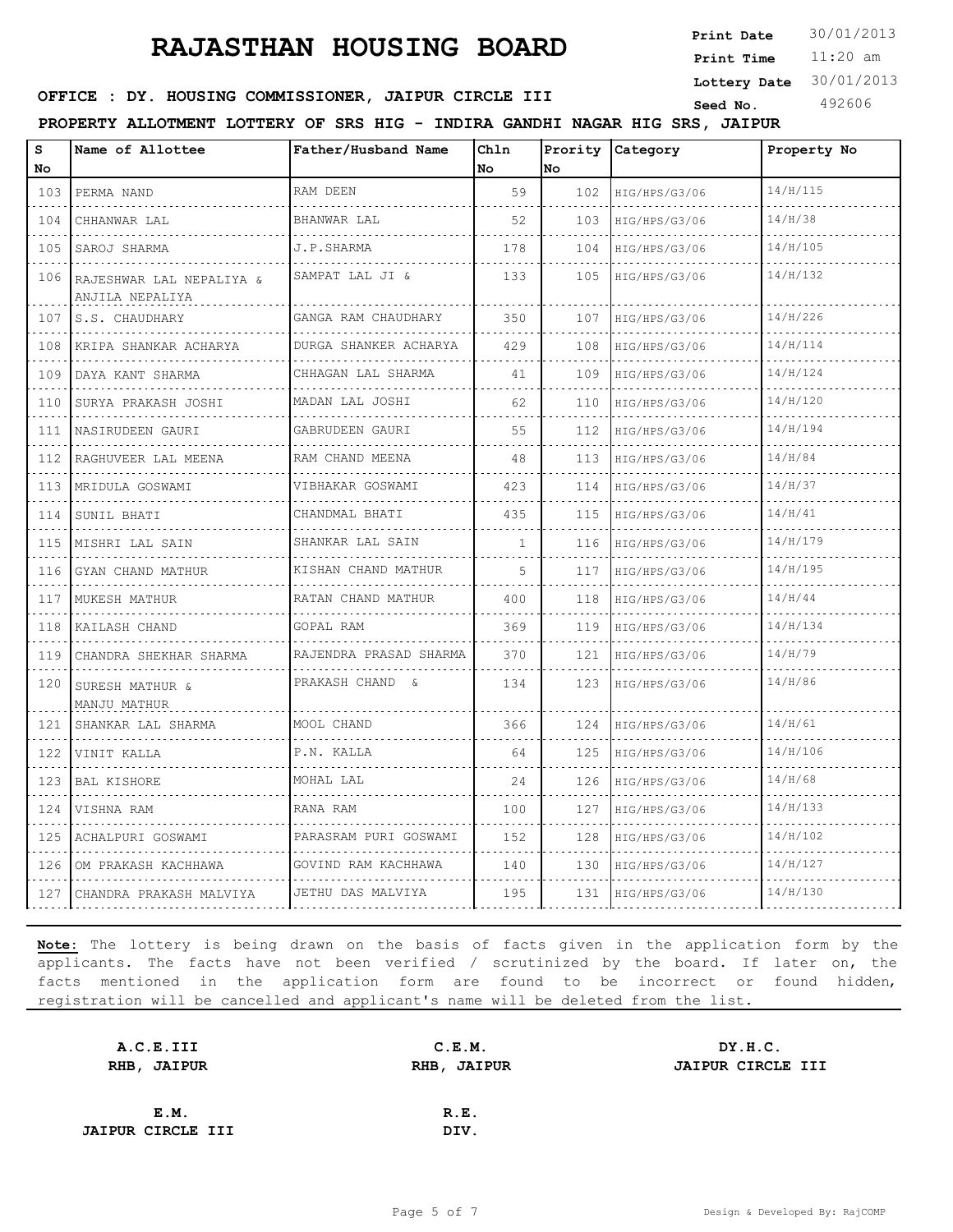# RAJASTHAN HOUSING BOARD

**Print Date** 30/01/2013
**Print Time** 11:20 am
**Lottery Date** 30/01/2013
**Seed No.** 492606

**OFFICE : DY. HOUSING COMMISSIONER, JAIPUR CIRCLE III**

**PROPERTY ALLOTMENT LOTTERY OF SRS HIG - INDIRA GANDHI NAGAR HIG SRS, JAIPUR**

| S No | Name of Allottee | Father/Husband Name | Chln No | Prority No | Category | Property No |
|---|---|---|---|---|---|---|
| 103 | PERMA NAND | RAM DEEN | 59 | 102 | HIG/HPS/G3/06 | 14/H/115 |
| 104 | CHHANWAR LAL | BHANWAR LAL | 52 | 103 | HIG/HPS/G3/06 | 14/H/38 |
| 105 | SAROJ SHARMA | J.P.SHARMA | 178 | 104 | HIG/HPS/G3/06 | 14/H/105 |
| 106 | RAJESHWAR LAL NEPALIYA & ANJILA NEPALIYA | SAMPAT LAL JI & | 133 | 105 | HIG/HPS/G3/06 | 14/H/132 |
| 107 | S.S. CHAUDHARY | GANGA RAM CHAUDHARY | 350 | 107 | HIG/HPS/G3/06 | 14/H/226 |
| 108 | KRIPA SHANKAR ACHARYA | DURGA SHANKER ACHARYA | 429 | 108 | HIG/HPS/G3/06 | 14/H/114 |
| 109 | DAYA KANT SHARMA | CHHAGAN LAL SHARMA | 41 | 109 | HIG/HPS/G3/06 | 14/H/124 |
| 110 | SURYA PRAKASH JOSHI | MADAN LAL JOSHI | 62 | 110 | HIG/HPS/G3/06 | 14/H/120 |
| 111 | NASIRUDEEN GAURI | GABRUDEEN GAURI | 55 | 112 | HIG/HPS/G3/06 | 14/H/194 |
| 112 | RAGHUVEER LAL MEENA | RAM CHAND MEENA | 48 | 113 | HIG/HPS/G3/06 | 14/H/84 |
| 113 | MRIDULA GOSWAMI | VIBHAKAR GOSWAMI | 423 | 114 | HIG/HPS/G3/06 | 14/H/37 |
| 114 | SUNIL BHATI | CHANDMAL BHATI | 435 | 115 | HIG/HPS/G3/06 | 14/H/41 |
| 115 | MISHRI LAL SAIN | SHANKAR LAL SAIN | 1 | 116 | HIG/HPS/G3/06 | 14/H/179 |
| 116 | GYAN CHAND MATHUR | KISHAN CHAND MATHUR | 5 | 117 | HIG/HPS/G3/06 | 14/H/195 |
| 117 | MUKESH MATHUR | RATAN CHAND MATHUR | 400 | 118 | HIG/HPS/G3/06 | 14/H/44 |
| 118 | KAILASH CHAND | GOPAL RAM | 369 | 119 | HIG/HPS/G3/06 | 14/H/134 |
| 119 | CHANDRA SHEKHAR SHARMA | RAJENDRA PRASAD SHARMA | 370 | 121 | HIG/HPS/G3/06 | 14/H/79 |
| 120 | SURESH MATHUR & MANJU MATHUR | PRAKASH CHAND & | 134 | 123 | HIG/HPS/G3/06 | 14/H/86 |
| 121 | SHANKAR LAL SHARMA | MOOL CHAND | 366 | 124 | HIG/HPS/G3/06 | 14/H/61 |
| 122 | VINIT KALLA | P.N. KALLA | 64 | 125 | HIG/HPS/G3/06 | 14/H/106 |
| 123 | BAL KISHORE | MOHAL LAL | 24 | 126 | HIG/HPS/G3/06 | 14/H/68 |
| 124 | VISHNA RAM | RANA RAM | 100 | 127 | HIG/HPS/G3/06 | 14/H/133 |
| 125 | ACHALPURI GOSWAMI | PARASRAM PURI GOSWAMI | 152 | 128 | HIG/HPS/G3/06 | 14/H/102 |
| 126 | OM PRAKASH KACHHAWA | GOVIND RAM KACHHAWA | 140 | 130 | HIG/HPS/G3/06 | 14/H/127 |
| 127 | CHANDRA PRAKASH MALVIYA | JETHU DAS MALVIYA | 195 | 131 | HIG/HPS/G3/06 | 14/H/130 |

**Note:** The lottery is being drawn on the basis of facts given in the application form by the applicants. The facts have not been verified / scrutinized by the board. If later on, the facts mentioned in the application form are found to be incorrect or found hidden, registration will be cancelled and applicant's name will be deleted from the list.

**A.C.E.III**
**RHB, JAIPUR**

**C.E.M.**
**RHB, JAIPUR**

**DY.H.C.**
**JAIPUR CIRCLE III**

**E.M.**
**JAIPUR CIRCLE III**

**R.E.**
**DIV.**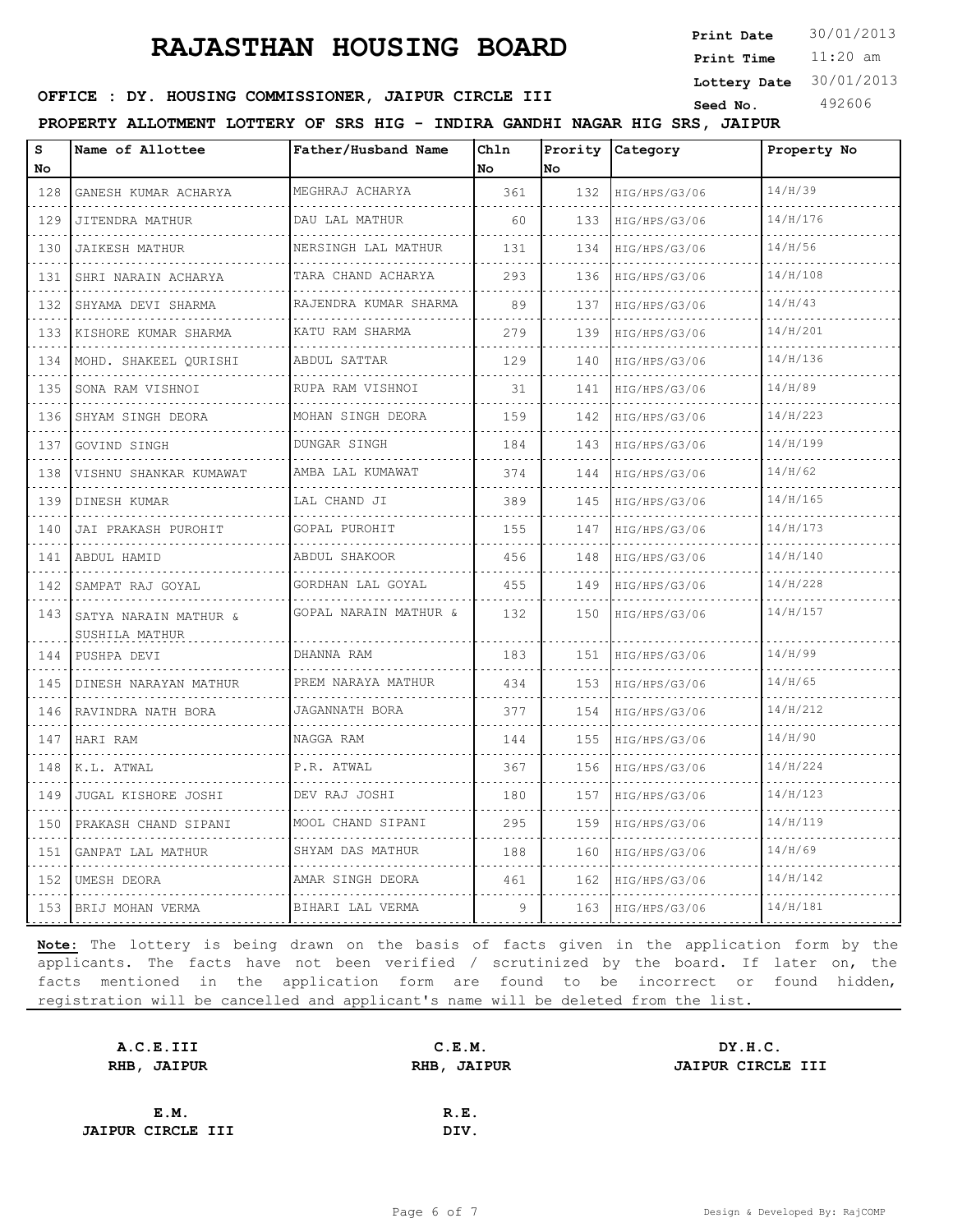# RAJASTHAN HOUSING BOARD

**Print Date** 30/01/2013
**Print Time** 11:20 am
**Lottery Date** 30/01/2013
**Seed No.** 492606

**OFFICE : DY. HOUSING COMMISSIONER, JAIPUR CIRCLE III**

**PROPERTY ALLOTMENT LOTTERY OF SRS HIG - INDIRA GANDHI NAGAR HIG SRS, JAIPUR**

| S No | Name of Allottee | Father/Husband Name | Chln No | Prority No | Category | Property No |
|---|---|---|---|---|---|---|
| 128 | GANESH KUMAR ACHARYA | MEGHRAJ ACHARYA | 361 | 132 | HIG/HPS/G3/06 | 14/H/39 |
| 129 | JITENDRA MATHUR | DAU LAL MATHUR | 60 | 133 | HIG/HPS/G3/06 | 14/H/176 |
| 130 | JAIKESH MATHUR | NERSINGH LAL MATHUR | 131 | 134 | HIG/HPS/G3/06 | 14/H/56 |
| 131 | SHRI NARAIN ACHARYA | TARA CHAND ACHARYA | 293 | 136 | HIG/HPS/G3/06 | 14/H/108 |
| 132 | SHYAMA DEVI SHARMA | RAJENDRA KUMAR SHARMA | 89 | 137 | HIG/HPS/G3/06 | 14/H/43 |
| 133 | KISHORE KUMAR SHARMA | KATU RAM SHARMA | 279 | 139 | HIG/HPS/G3/06 | 14/H/201 |
| 134 | MOHD. SHAKEEL QURISHI | ABDUL SATTAR | 129 | 140 | HIG/HPS/G3/06 | 14/H/136 |
| 135 | SONA RAM VISHNOI | RUPA RAM VISHNOI | 31 | 141 | HIG/HPS/G3/06 | 14/H/89 |
| 136 | SHYAM SINGH DEORA | MOHAN SINGH DEORA | 159 | 142 | HIG/HPS/G3/06 | 14/H/223 |
| 137 | GOVIND SINGH | DUNGAR SINGH | 184 | 143 | HIG/HPS/G3/06 | 14/H/199 |
| 138 | VISHNU SHANKAR KUMAWAT | AMBA LAL KUMAWAT | 374 | 144 | HIG/HPS/G3/06 | 14/H/62 |
| 139 | DINESH KUMAR | LAL CHAND JI | 389 | 145 | HIG/HPS/G3/06 | 14/H/165 |
| 140 | JAI PRAKASH PUROHIT | GOPAL PUROHIT | 155 | 147 | HIG/HPS/G3/06 | 14/H/173 |
| 141 | ABDUL HAMID | ABDUL SHAKOOR | 456 | 148 | HIG/HPS/G3/06 | 14/H/140 |
| 142 | SAMPAT RAJ GOYAL | GORDHAN LAL GOYAL | 455 | 149 | HIG/HPS/G3/06 | 14/H/228 |
| 143 | SATYA NARAIN MATHUR & SUSHILA MATHUR | GOPAL NARAIN MATHUR & | 132 | 150 | HIG/HPS/G3/06 | 14/H/157 |
| 144 | PUSHPA DEVI | DHANNA RAM | 183 | 151 | HIG/HPS/G3/06 | 14/H/99 |
| 145 | DINESH NARAYAN MATHUR | PREM NARAYA MATHUR | 434 | 153 | HIG/HPS/G3/06 | 14/H/65 |
| 146 | RAVINDRA NATH BORA | JAGANNATH BORA | 377 | 154 | HIG/HPS/G3/06 | 14/H/212 |
| 147 | HARI RAM | NAGGA RAM | 144 | 155 | HIG/HPS/G3/06 | 14/H/90 |
| 148 | K.L. ATWAL | P.R. ATWAL | 367 | 156 | HIG/HPS/G3/06 | 14/H/224 |
| 149 | JUGAL KISHORE JOSHI | DEV RAJ JOSHI | 180 | 157 | HIG/HPS/G3/06 | 14/H/123 |
| 150 | PRAKASH CHAND SIPANI | MOOL CHAND SIPANI | 295 | 159 | HIG/HPS/G3/06 | 14/H/119 |
| 151 | GANPAT LAL MATHUR | SHYAM DAS MATHUR | 188 | 160 | HIG/HPS/G3/06 | 14/H/69 |
| 152 | UMESH DEORA | AMAR SINGH DEORA | 461 | 162 | HIG/HPS/G3/06 | 14/H/142 |
| 153 | BRIJ MOHAN VERMA | BIHARI LAL VERMA | 9 | 163 | HIG/HPS/G3/06 | 14/H/181 |

**Note:** The lottery is being drawn on the basis of facts given in the application form by the applicants. The facts have not been verified / scrutinized by the board. If later on, the facts mentioned in the application form are found to be incorrect or found hidden, registration will be cancelled and applicant's name will be deleted from the list.

**A.C.E.III**
**RHB, JAIPUR**

**C.E.M.**
**RHB, JAIPUR**

**DY.H.C.**
**JAIPUR CIRCLE III**

**E.M.**
**JAIPUR CIRCLE III**

**R.E.**
**DIV.**

Design & Developed By: RajCOMP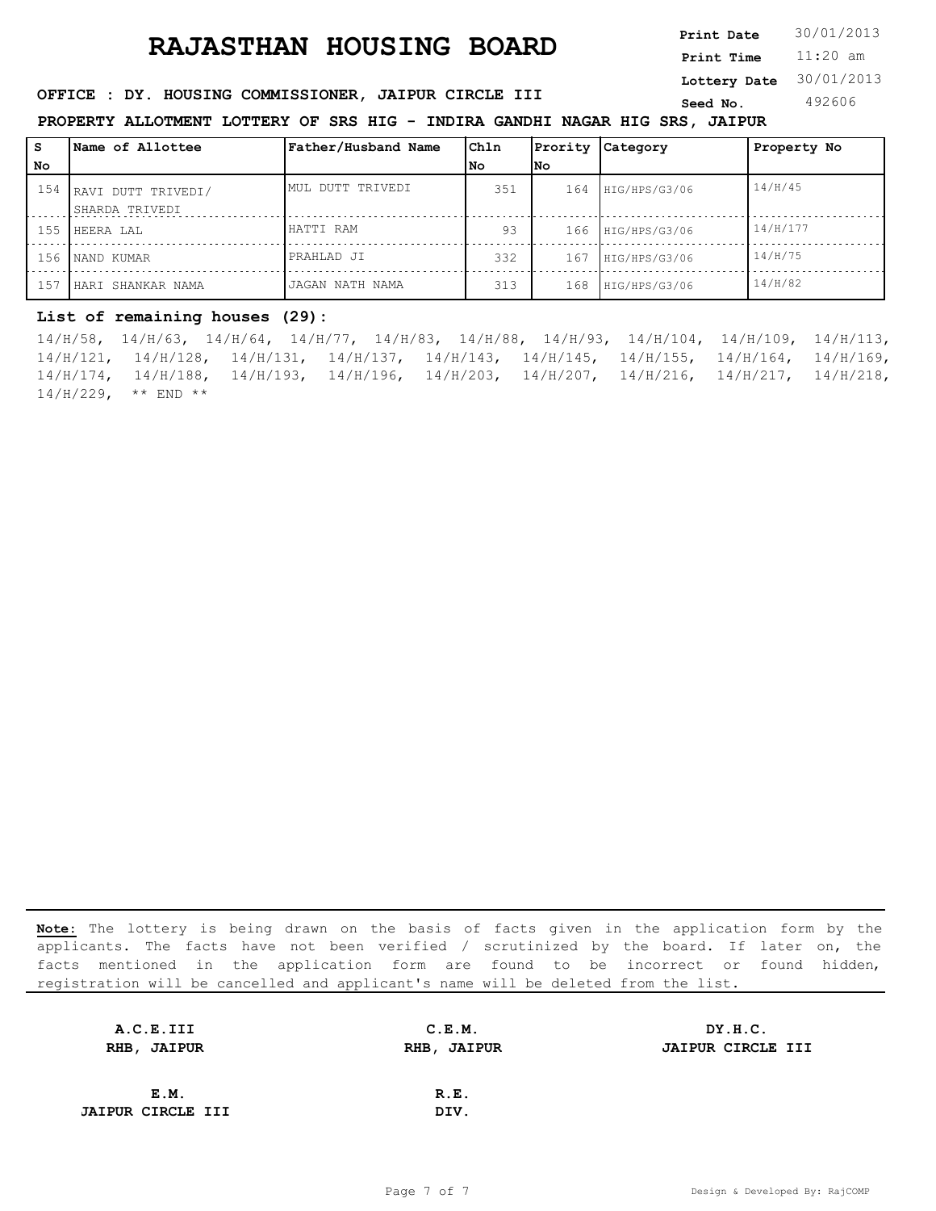# RAJASTHAN HOUSING BOARD

**Print Date** 30/01/2013
**Print Time** 11:20 am
**Lottery Date** 30/01/2013
**Seed No.** 492606

**OFFICE : DY. HOUSING COMMISSIONER, JAIPUR CIRCLE III**

**PROPERTY ALLOTMENT LOTTERY OF SRS HIG - INDIRA GANDHI NAGAR HIG SRS, JAIPUR**

| S No | Name of Allottee | Father/Husband Name | Chln No | Prority No | Category | Property No |
|---|---|---|---|---|---|---|
| 154 | RAVI DUTT TRIVEDI/ SHARDA TRIVEDI | MUL DUTT TRIVEDI | 351 | 164 | HIG/HPS/G3/06 | 14/H/45 |
| 155 | HEERA LAL | HATTI RAM | 93 | 166 | HIG/HPS/G3/06 | 14/H/177 |
| 156 | NAND KUMAR | PRAHLAD JI | 332 | 167 | HIG/HPS/G3/06 | 14/H/75 |
| 157 | HARI SHANKAR NAMA | JAGAN NATH NAMA | 313 | 168 | HIG/HPS/G3/06 | 14/H/82 |

**List of remaining houses (29):**

14/H/58, 14/H/63, 14/H/64, 14/H/77, 14/H/83, 14/H/88, 14/H/93, 14/H/104, 14/H/109, 14/H/113, 14/H/121, 14/H/128, 14/H/131, 14/H/137, 14/H/143, 14/H/145, 14/H/155, 14/H/164, 14/H/169, 14/H/174, 14/H/188, 14/H/193, 14/H/196, 14/H/203, 14/H/207, 14/H/216, 14/H/217, 14/H/218, 14/H/229, ** END **

**Note:** The lottery is being drawn on the basis of facts given in the application form by the applicants. The facts have not been verified / scrutinized by the board. If later on, the facts mentioned in the application form are found to be incorrect or found hidden, registration will be cancelled and applicant's name will be deleted from the list.

**A.C.E.III**
**RHB, JAIPUR**

**C.E.M.**
**RHB, JAIPUR**

**DY.H.C.**
**JAIPUR CIRCLE III**

**E.M.**
**JAIPUR CIRCLE III**

**R.E.**
**DIV.**

Design & Developed By: RajCOMP